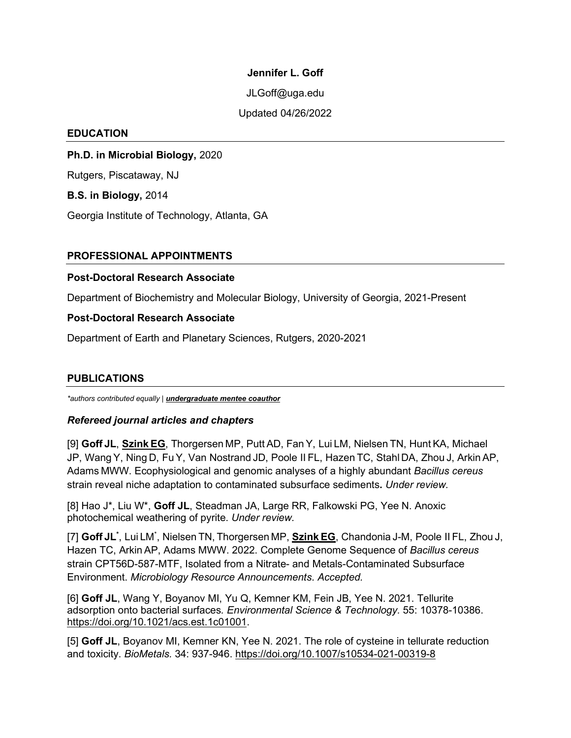**Jennifer L. Goff**

JLGoff@uga.edu

Updated 04/26/2022

## EDUCATION

**Ph.D. in Microbial Biology,** 2020

Rutgers, Piscataway, NJ

**B.S. in Biology,** 2014

Georgia Institute of Technology, Atlanta, GA

## PROFESSIONAL APPOINTMENTS

**Post-Doctoral Research Associate**

Department of Biochemistry and Molecular Biology, University of Georgia, 2021-Present

**Post-Doctoral Research Associate**

Department of Earth and Planetary Sciences, Rutgers, 2020-2021

## PUBLICATIONS

*\*authors contributed equally | **<u>undergraduate mentee coauthor</u>***

### *Refereed journal articles and chapters*

[9] **Goff JL**, **<u>Szink EG</u>**, Thorgersen MP, Putt AD, Fan Y, Lui LM, Nielsen TN, Hunt KA, Michael JP, Wang Y, Ning D, Fu Y, Van Nostrand JD, Poole II FL, Hazen TC, Stahl DA, Zhou J, Arkin AP, Adams MWW. Ecophysiological and genomic analyses of a highly abundant *Bacillus cereus* strain reveal niche adaptation to contaminated subsurface sediments**.** *Under review.*

[8] Hao J\*, Liu W\*, **Goff JL**, Steadman JA, Large RR, Falkowski PG, Yee N. Anoxic photochemical weathering of pyrite. *Under review.*

[7] **Goff JL**\*, Lui LM\*, Nielsen TN, Thorgersen MP, **<u>Szink EG</u>**, Chandonia J-M, Poole II FL, Zhou J, Hazen TC, Arkin AP, Adams MWW. 2022. Complete Genome Sequence of *Bacillus cereus* strain CPT56D-587-MTF, Isolated from a Nitrate- and Metals-Contaminated Subsurface Environment. *Microbiology Resource Announcements. Accepted.*

[6] **Goff JL**, Wang Y, Boyanov MI, Yu Q, Kemner KM, Fein JB, Yee N. 2021. Tellurite adsorption onto bacterial surfaces*. Environmental Science & Technology*. 55: 10378-10386. https://doi.org/10.1021/acs.est.1c01001.

[5] **Goff JL**, Boyanov MI, Kemner KN, Yee N. 2021. The role of cysteine in tellurate reduction and toxicity. *BioMetals.* 34: 937-946. https://doi.org/10.1007/s10534-021-00319-8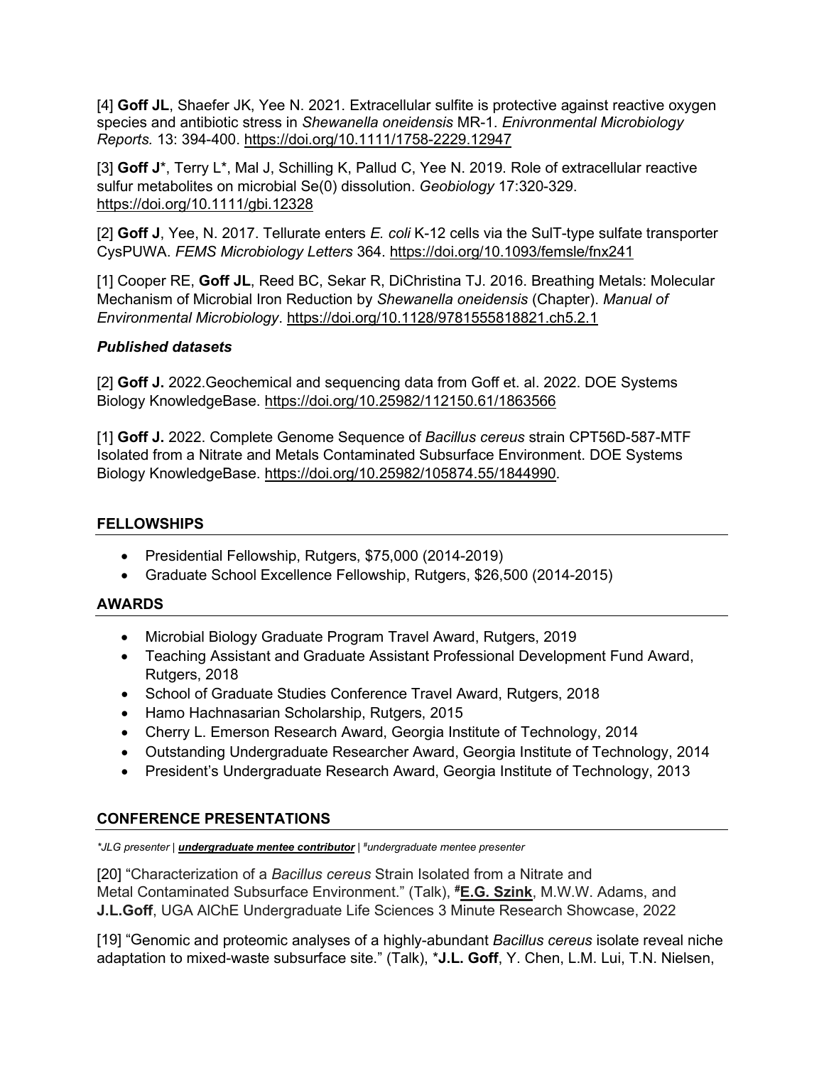[4] **Goff JL**, Shaefer JK, Yee N. 2021. Extracellular sulfite is protective against reactive oxygen species and antibiotic stress in *Shewanella oneidensis* MR-1. *Enivronmental Microbiology Reports.* 13: 394-400. https://doi.org/10.1111/1758-2229.12947

[3] **Goff J**\*, Terry L\*, Mal J, Schilling K, Pallud C, Yee N. 2019. Role of extracellular reactive sulfur metabolites on microbial Se(0) dissolution. *Geobiology* 17:320-329. https://doi.org/10.1111/gbi.12328

[2] **Goff J**, Yee, N. 2017. Tellurate enters *E. coli* K-12 cells via the SulT-type sulfate transporter CysPUWA. *FEMS Microbiology Letters* 364. https://doi.org/10.1093/femsle/fnx241

[1] Cooper RE, **Goff JL**, Reed BC, Sekar R, DiChristina TJ. 2016. Breathing Metals: Molecular Mechanism of Microbial Iron Reduction by *Shewanella oneidensis* (Chapter). *Manual of Environmental Microbiology*. https://doi.org/10.1128/9781555818821.ch5.2.1

### *Published datasets*

[2] **Goff J.** 2022.Geochemical and sequencing data from Goff et. al. 2022. DOE Systems Biology KnowledgeBase. https://doi.org/10.25982/112150.61/1863566

[1] **Goff J.** 2022. Complete Genome Sequence of *Bacillus cereus* strain CPT56D-587-MTF Isolated from a Nitrate and Metals Contaminated Subsurface Environment. DOE Systems Biology KnowledgeBase. https://doi.org/10.25982/105874.55/1844990.

## FELLOWSHIPS

- Presidential Fellowship, Rutgers, $75,000 (2014-2019)
- Graduate School Excellence Fellowship, Rutgers, $26,500 (2014-2015)

## AWARDS

- Microbial Biology Graduate Program Travel Award, Rutgers, 2019
- Teaching Assistant and Graduate Assistant Professional Development Fund Award, Rutgers, 2018
- School of Graduate Studies Conference Travel Award, Rutgers, 2018
- Hamo Hachnasarian Scholarship, Rutgers, 2015
- Cherry L. Emerson Research Award, Georgia Institute of Technology, 2014
- Outstanding Undergraduate Researcher Award, Georgia Institute of Technology, 2014
- President's Undergraduate Research Award, Georgia Institute of Technology, 2013

## CONFERENCE PRESENTATIONS

*\*JLG presenter | **undergraduate mentee contributor** | #undergraduate mentee presenter*

[20] "Characterization of a *Bacillus cereus* Strain Isolated from a Nitrate and Metal Contaminated Subsurface Environment." (Talk), **#E.G. Szink**, M.W.W. Adams, and **J.L.Goff**, UGA AIChE Undergraduate Life Sciences 3 Minute Research Showcase, 2022

[19] "Genomic and proteomic analyses of a highly-abundant *Bacillus cereus* isolate reveal niche adaptation to mixed-waste subsurface site." (Talk), \***J.L. Goff**, Y. Chen, L.M. Lui, T.N. Nielsen,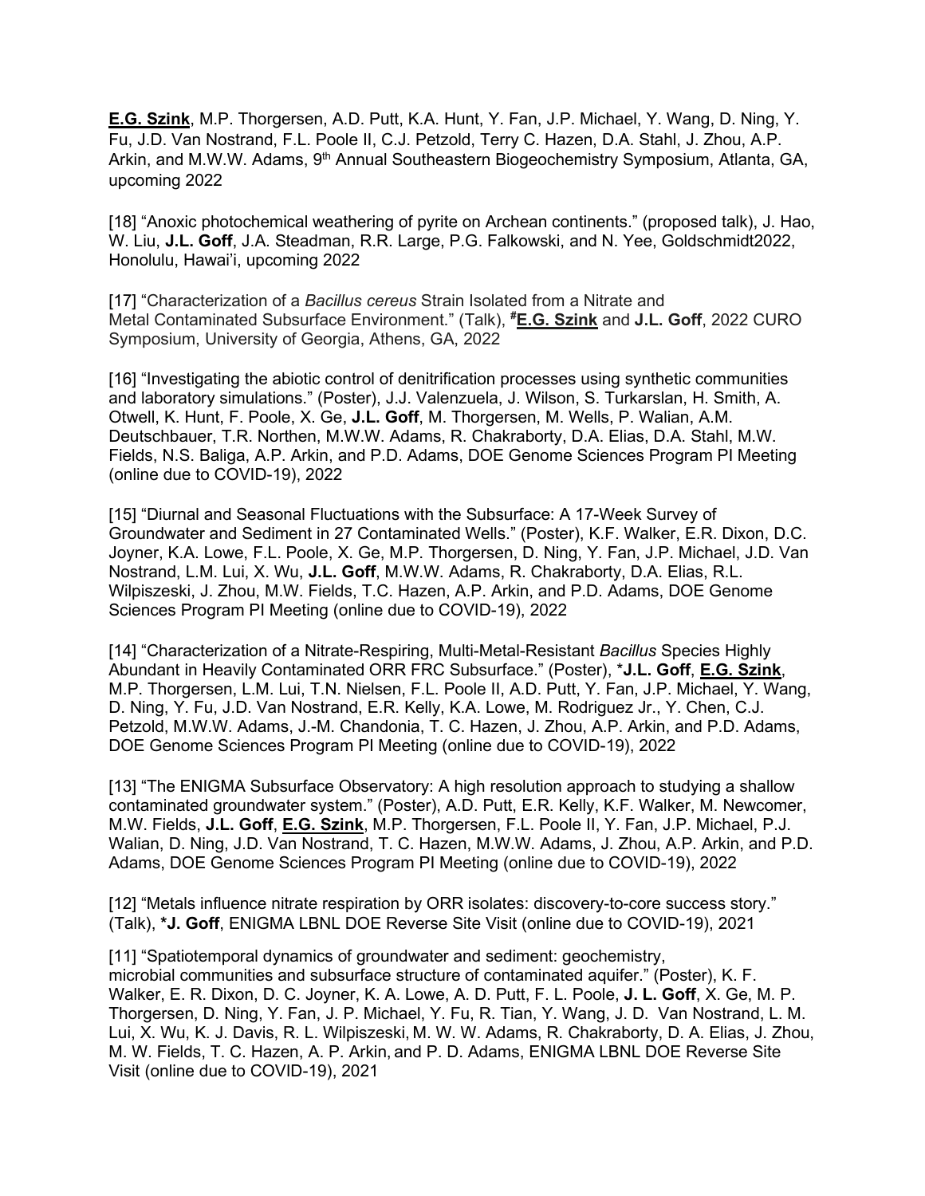**<u>E.G. Szink</u>**, M.P. Thorgersen, A.D. Putt, K.A. Hunt, Y. Fan, J.P. Michael, Y. Wang, D. Ning, Y. Fu, J.D. Van Nostrand, F.L. Poole II, C.J. Petzold, Terry C. Hazen, D.A. Stahl, J. Zhou, A.P. Arkin, and M.W.W. Adams, 9th Annual Southeastern Biogeochemistry Symposium, Atlanta, GA, upcoming 2022

[18] "Anoxic photochemical weathering of pyrite on Archean continents." (proposed talk), J. Hao, W. Liu, **J.L. Goff**, J.A. Steadman, R.R. Large, P.G. Falkowski, and N. Yee, Goldschmidt2022, Honolulu, Hawai'i, upcoming 2022

[17] "Characterization of a *Bacillus cereus* Strain Isolated from a Nitrate and Metal Contaminated Subsurface Environment." (Talk), **#<u>E.G. Szink</u>** and **J.L. Goff**, 2022 CURO Symposium, University of Georgia, Athens, GA, 2022

[16] "Investigating the abiotic control of denitrification processes using synthetic communities and laboratory simulations." (Poster), J.J. Valenzuela, J. Wilson, S. Turkarslan, H. Smith, A. Otwell, K. Hunt, F. Poole, X. Ge, **J.L. Goff**, M. Thorgersen, M. Wells, P. Walian, A.M. Deutschbauer, T.R. Northen, M.W.W. Adams, R. Chakraborty, D.A. Elias, D.A. Stahl, M.W. Fields, N.S. Baliga, A.P. Arkin, and P.D. Adams, DOE Genome Sciences Program PI Meeting (online due to COVID-19), 2022

[15] "Diurnal and Seasonal Fluctuations with the Subsurface: A 17-Week Survey of Groundwater and Sediment in 27 Contaminated Wells." (Poster), K.F. Walker, E.R. Dixon, D.C. Joyner, K.A. Lowe, F.L. Poole, X. Ge, M.P. Thorgersen, D. Ning, Y. Fan, J.P. Michael, J.D. Van Nostrand, L.M. Lui, X. Wu, **J.L. Goff**, M.W.W. Adams, R. Chakraborty, D.A. Elias, R.L. Wilpiszeski, J. Zhou, M.W. Fields, T.C. Hazen, A.P. Arkin, and P.D. Adams, DOE Genome Sciences Program PI Meeting (online due to COVID-19), 2022

[14] "Characterization of a Nitrate-Respiring, Multi-Metal-Resistant *Bacillus* Species Highly Abundant in Heavily Contaminated ORR FRC Subsurface." (Poster), ***J.L. Goff**, **<u>E.G. Szink</u>**, M.P. Thorgersen, L.M. Lui, T.N. Nielsen, F.L. Poole II, A.D. Putt, Y. Fan, J.P. Michael, Y. Wang, D. Ning, Y. Fu, J.D. Van Nostrand, E.R. Kelly, K.A. Lowe, M. Rodriguez Jr., Y. Chen, C.J. Petzold, M.W.W. Adams, J.-M. Chandonia, T. C. Hazen, J. Zhou, A.P. Arkin, and P.D. Adams, DOE Genome Sciences Program PI Meeting (online due to COVID-19), 2022

[13] "The ENIGMA Subsurface Observatory: A high resolution approach to studying a shallow contaminated groundwater system." (Poster), A.D. Putt, E.R. Kelly, K.F. Walker, M. Newcomer, M.W. Fields, **J.L. Goff**, **<u>E.G. Szink</u>**, M.P. Thorgersen, F.L. Poole II, Y. Fan, J.P. Michael, P.J. Walian, D. Ning, J.D. Van Nostrand, T. C. Hazen, M.W.W. Adams, J. Zhou, A.P. Arkin, and P.D. Adams, DOE Genome Sciences Program PI Meeting (online due to COVID-19), 2022

[12] "Metals influence nitrate respiration by ORR isolates: discovery-to-core success story." (Talk), ***J. Goff**, ENIGMA LBNL DOE Reverse Site Visit (online due to COVID-19), 2021

[11] "Spatiotemporal dynamics of groundwater and sediment: geochemistry, microbial communities and subsurface structure of contaminated aquifer." (Poster), K. F. Walker, E. R. Dixon, D. C. Joyner, K. A. Lowe, A. D. Putt, F. L. Poole, **J. L. Goff**, X. Ge, M. P. Thorgersen, D. Ning, Y. Fan, J. P. Michael, Y. Fu, R. Tian, Y. Wang, J. D. Van Nostrand, L. M. Lui, X. Wu, K. J. Davis, R. L. Wilpiszeski, M. W. W. Adams, R. Chakraborty, D. A. Elias, J. Zhou, M. W. Fields, T. C. Hazen, A. P. Arkin, and P. D. Adams, ENIGMA LBNL DOE Reverse Site Visit (online due to COVID-19), 2021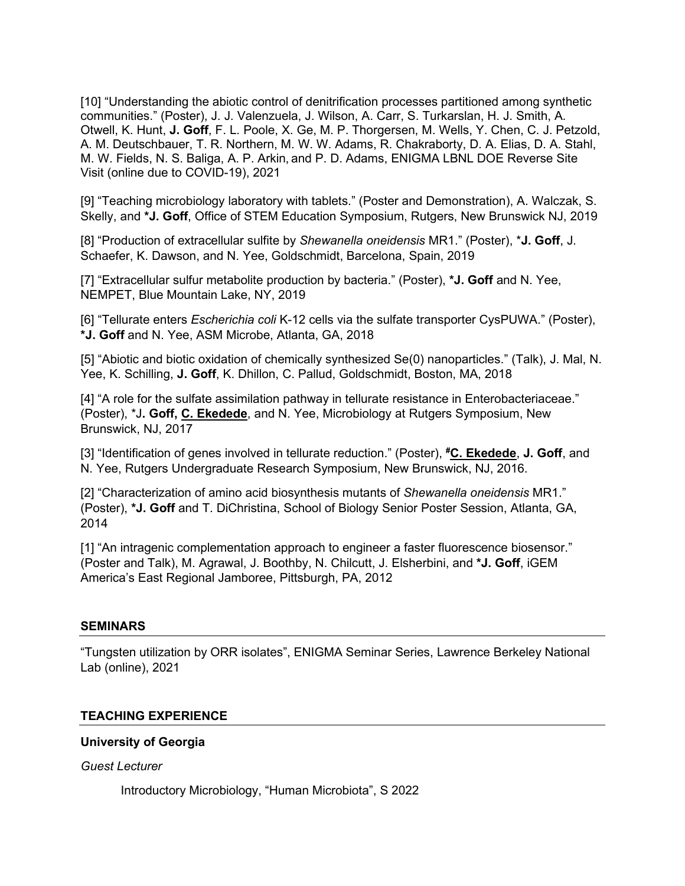[10] “Understanding the abiotic control of denitrification processes partitioned among synthetic communities.” (Poster), J. J. Valenzuela, J. Wilson, A. Carr, S. Turkarslan, H. J. Smith, A. Otwell, K. Hunt, **J. Goff**, F. L. Poole, X. Ge, M. P. Thorgersen, M. Wells, Y. Chen, C. J. Petzold, A. M. Deutschbauer, T. R. Northern, M. W. W. Adams, R. Chakraborty, D. A. Elias, D. A. Stahl, M. W. Fields, N. S. Baliga, A. P. Arkin, and P. D. Adams, ENIGMA LBNL DOE Reverse Site Visit (online due to COVID-19), 2021

[9] “Teaching microbiology laboratory with tablets.” (Poster and Demonstration), A. Walczak, S. Skelly, and ***J. Goff**, Office of STEM Education Symposium, Rutgers, New Brunswick NJ, 2019

[8] “Production of extracellular sulfite by *Shewanella oneidensis* MR1.” (Poster), ***J. Goff**, J. Schaefer, K. Dawson, and N. Yee, Goldschmidt, Barcelona, Spain, 2019

[7] “Extracellular sulfur metabolite production by bacteria.” (Poster), ***J. Goff** and N. Yee, NEMPET, Blue Mountain Lake, NY, 2019

[6] “Tellurate enters *Escherichia coli* K-12 cells via the sulfate transporter CysPUWA.” (Poster), ***J. Goff** and N. Yee, ASM Microbe, Atlanta, GA, 2018

[5] “Abiotic and biotic oxidation of chemically synthesized Se(0) nanoparticles.” (Talk), J. Mal, N. Yee, K. Schilling, **J. Goff**, K. Dhillon, C. Pallud, Goldschmidt, Boston, MA, 2018

[4] “A role for the sulfate assimilation pathway in tellurate resistance in Enterobacteriaceae.” (Poster), *J**. Goff,** <u>**C. Ekedede**</u>, and N. Yee, Microbiology at Rutgers Symposium, New Brunswick, NJ, 2017

[3] “Identification of genes involved in tellurate reduction.” (Poster), **#**<u>**C. Ekedede**</u>, **J. Goff**, and N. Yee, Rutgers Undergraduate Research Symposium, New Brunswick, NJ, 2016.

[2] “Characterization of amino acid biosynthesis mutants of *Shewanella oneidensis* MR1.” (Poster), ***J. Goff** and T. DiChristina, School of Biology Senior Poster Session, Atlanta, GA, 2014

[1] “An intragenic complementation approach to engineer a faster fluorescence biosensor.” (Poster and Talk), M. Agrawal, J. Boothby, N. Chilcutt, J. Elsherbini, and ***J. Goff**, iGEM America’s East Regional Jamboree, Pittsburgh, PA, 2012

## SEMINARS

“Tungsten utilization by ORR isolates”, ENIGMA Seminar Series, Lawrence Berkeley National Lab (online), 2021

## TEACHING EXPERIENCE

### University of Georgia

*Guest Lecturer*

Introductory Microbiology, “Human Microbiota”, S 2022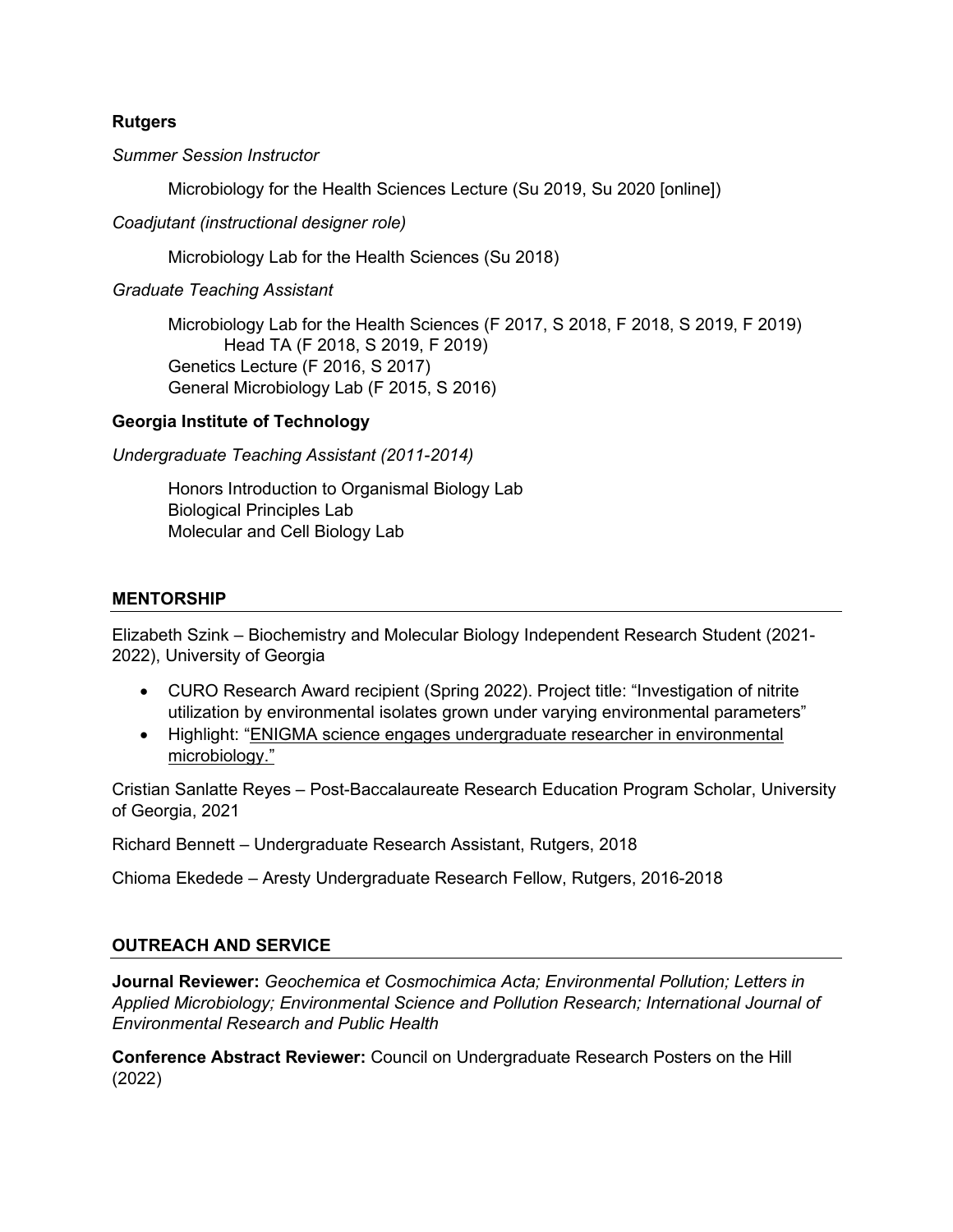**Rutgers**

*Summer Session Instructor*

Microbiology for the Health Sciences Lecture (Su 2019, Su 2020 [online])

*Coadjutant (instructional designer role)*

Microbiology Lab for the Health Sciences (Su 2018)

*Graduate Teaching Assistant*

Microbiology Lab for the Health Sciences (F 2017, S 2018, F 2018, S 2019, F 2019)
    Head TA (F 2018, S 2019, F 2019)
Genetics Lecture (F 2016, S 2017)
General Microbiology Lab (F 2015, S 2016)

**Georgia Institute of Technology**

*Undergraduate Teaching Assistant (2011-2014)*

Honors Introduction to Organismal Biology Lab
Biological Principles Lab
Molecular and Cell Biology Lab

## MENTORSHIP

Elizabeth Szink – Biochemistry and Molecular Biology Independent Research Student (2021-2022), University of Georgia

- CURO Research Award recipient (Spring 2022). Project title: "Investigation of nitrite utilization by environmental isolates grown under varying environmental parameters"
- Highlight: "ENIGMA science engages undergraduate researcher in environmental microbiology."

Cristian Sanlatte Reyes – Post-Baccalaureate Research Education Program Scholar, University of Georgia, 2021

Richard Bennett – Undergraduate Research Assistant, Rutgers, 2018

Chioma Ekedede – Aresty Undergraduate Research Fellow, Rutgers, 2016-2018

## OUTREACH AND SERVICE

**Journal Reviewer:** *Geochemica et Cosmochimica Acta; Environmental Pollution; Letters in Applied Microbiology; Environmental Science and Pollution Research; International Journal of Environmental Research and Public Health*

**Conference Abstract Reviewer:** Council on Undergraduate Research Posters on the Hill (2022)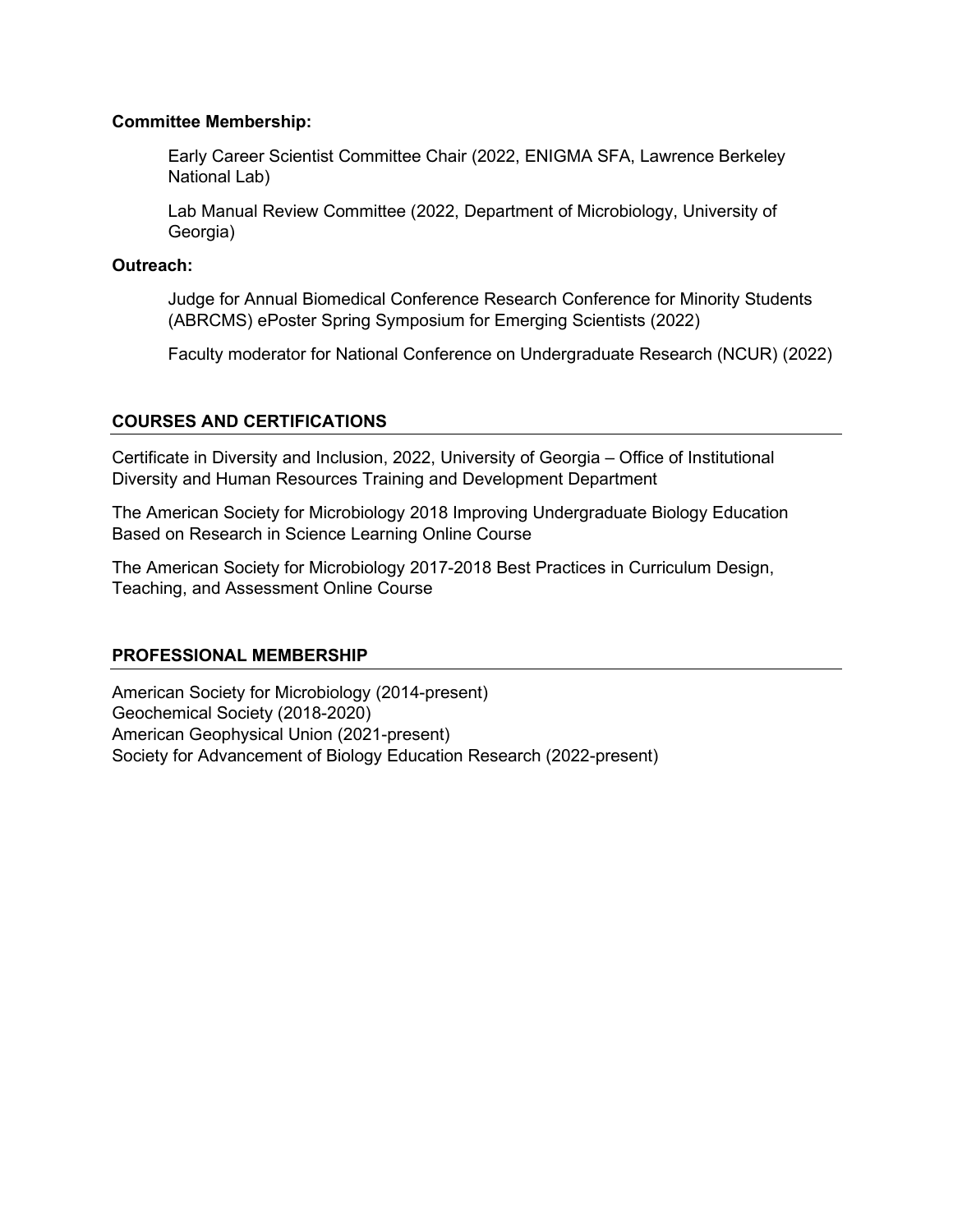**Committee Membership:**

Early Career Scientist Committee Chair (2022, ENIGMA SFA, Lawrence Berkeley National Lab)

Lab Manual Review Committee (2022, Department of Microbiology, University of Georgia)

**Outreach:**

Judge for Annual Biomedical Conference Research Conference for Minority Students (ABRCMS) ePoster Spring Symposium for Emerging Scientists (2022)

Faculty moderator for National Conference on Undergraduate Research (NCUR) (2022)

## COURSES AND CERTIFICATIONS

Certificate in Diversity and Inclusion, 2022, University of Georgia – Office of Institutional Diversity and Human Resources Training and Development Department

The American Society for Microbiology 2018 Improving Undergraduate Biology Education Based on Research in Science Learning Online Course

The American Society for Microbiology 2017-2018 Best Practices in Curriculum Design, Teaching, and Assessment Online Course

## PROFESSIONAL MEMBERSHIP

American Society for Microbiology (2014-present)
Geochemical Society (2018-2020)
American Geophysical Union (2021-present)
Society for Advancement of Biology Education Research (2022-present)